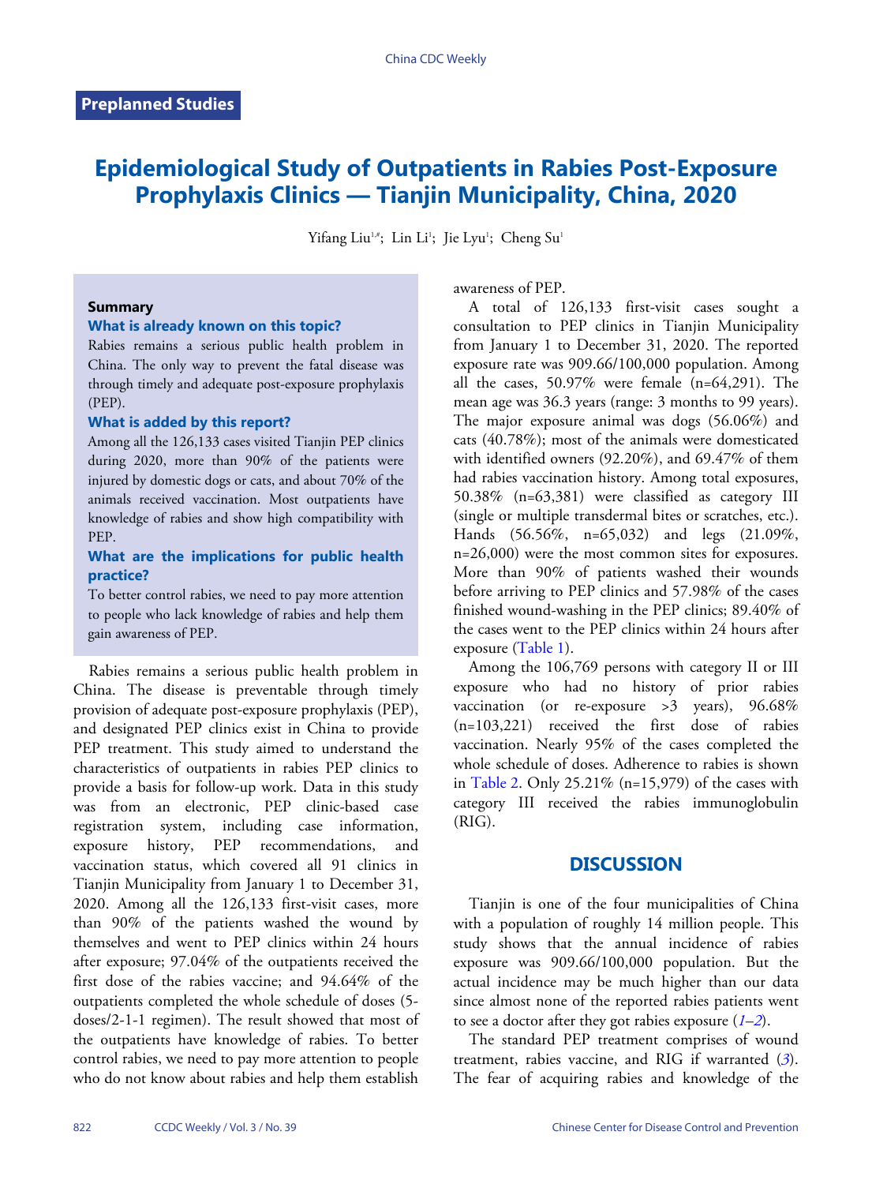Preplanned Studies

# Epidemiological Study of Outpatients in Rabies Post-Exposure Prophylaxis Clinics — Tianjin Municipality, China, 2020

Yifang Liu[1,#]; Lin Li[1]; Jie Lyu[1]; Cheng Su[1]

### Summary

#### What is already known on this topic?

Rabies remains a serious public health problem in China. The only way to prevent the fatal disease was through timely and adequate post-exposure prophylaxis (PEP).

#### What is added by this report?

Among all the 126,133 cases visited Tianjin PEP clinics during 2020, more than 90% of the patients were injured by domestic dogs or cats, and about 70% of the animals received vaccination. Most outpatients have knowledge of rabies and show high compatibility with PEP.

#### What are the implications for public health practice?

To better control rabies, we need to pay more attention to people who lack knowledge of rabies and help them gain awareness of PEP.

Rabies remains a serious public health problem in China. The disease is preventable through timely provision of adequate post-exposure prophylaxis (PEP), and designated PEP clinics exist in China to provide PEP treatment. This study aimed to understand the characteristics of outpatients in rabies PEP clinics to provide a basis for follow-up work. Data in this study was from an electronic, PEP clinic-based case registration system, including case information, exposure history, PEP recommendations, and vaccination status, which covered all 91 clinics in Tianjin Municipality from January 1 to December 31, 2020. Among all the 126,133 first-visit cases, more than 90% of the patients washed the wound by themselves and went to PEP clinics within 24 hours after exposure; 97.04% of the outpatients received the first dose of the rabies vaccine; and 94.64% of the outpatients completed the whole schedule of doses (5-doses/2-1-1 regimen). The result showed that most of the outpatients have knowledge of rabies. To better control rabies, we need to pay more attention to people who do not know about rabies and help them establish awareness of PEP.

A total of 126,133 first-visit cases sought a consultation to PEP clinics in Tianjin Municipality from January 1 to December 31, 2020. The reported exposure rate was 909.66/100,000 population. Among all the cases, 50.97% were female (n=64,291). The mean age was 36.3 years (range: 3 months to 99 years). The major exposure animal was dogs (56.06%) and cats (40.78%); most of the animals were domesticated with identified owners (92.20%), and 69.47% of them had rabies vaccination history. Among total exposures, 50.38% (n=63,381) were classified as category III (single or multiple transdermal bites or scratches, etc.). Hands (56.56%, n=65,032) and legs (21.09%, n=26,000) were the most common sites for exposures. More than 90% of patients washed their wounds before arriving to PEP clinics and 57.98% of the cases finished wound-washing in the PEP clinics; 89.40% of the cases went to the PEP clinics within 24 hours after exposure (Table 1).

Among the 106,769 persons with category II or III exposure who had no history of prior rabies vaccination (or re-exposure >3 years), 96.68% (n=103,221) received the first dose of rabies vaccination. Nearly 95% of the cases completed the whole schedule of doses. Adherence to rabies is shown in Table 2. Only 25.21% (n=15,979) of the cases with category III received the rabies immunoglobulin (RIG).

## DISCUSSION

Tianjin is one of the four municipalities of China with a population of roughly 14 million people. This study shows that the annual incidence of rabies exposure was 909.66/100,000 population. But the actual incidence may be much higher than our data since almost none of the reported rabies patients went to see a doctor after they got rabies exposure (*1*–*2*).

The standard PEP treatment comprises of wound treatment, rabies vaccine, and RIG if warranted (*3*). The fear of acquiring rabies and knowledge of the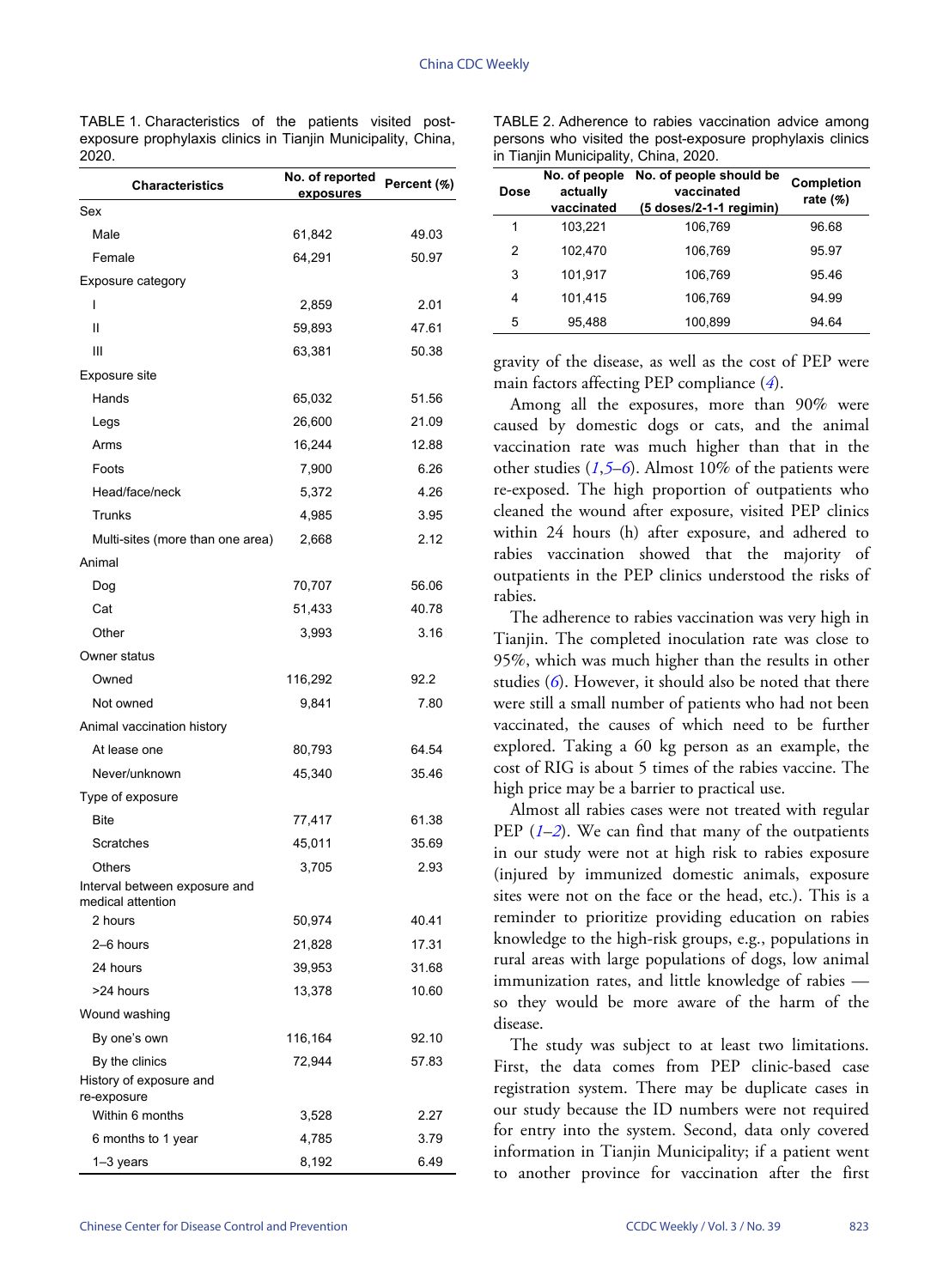TABLE 1. Characteristics of the patients visited post-exposure prophylaxis clinics in Tianjin Municipality, China, 2020.

| Characteristics | No. of reported exposures | Percent (%) |
|---|---|---|
| Sex | | |
| Male | 61,842 | 49.03 |
| Female | 64,291 | 50.97 |
| Exposure category | | |
| I | 2,859 | 2.01 |
| II | 59,893 | 47.61 |
| III | 63,381 | 50.38 |
| Exposure site | | |
| Hands | 65,032 | 51.56 |
| Legs | 26,600 | 21.09 |
| Arms | 16,244 | 12.88 |
| Foots | 7,900 | 6.26 |
| Head/face/neck | 5,372 | 4.26 |
| Trunks | 4,985 | 3.95 |
| Multi-sites (more than one area) | 2,668 | 2.12 |
| Animal | | |
| Dog | 70,707 | 56.06 |
| Cat | 51,433 | 40.78 |
| Other | 3,993 | 3.16 |
| Owner status | | |
| Owned | 116,292 | 92.2 |
| Not owned | 9,841 | 7.80 |
| Animal vaccination history | | |
| At lease one | 80,793 | 64.54 |
| Never/unknown | 45,340 | 35.46 |
| Type of exposure | | |
| Bite | 77,417 | 61.38 |
| Scratches | 45,011 | 35.69 |
| Others | 3,705 | 2.93 |
| Interval between exposure and medical attention | | |
| 2 hours | 50,974 | 40.41 |
| 2–6 hours | 21,828 | 17.31 |
| 24 hours | 39,953 | 31.68 |
| >24 hours | 13,378 | 10.60 |
| Wound washing | | |
| By one's own | 116,164 | 92.10 |
| By the clinics | 72,944 | 57.83 |
| History of exposure and re-exposure | | |
| Within 6 months | 3,528 | 2.27 |
| 6 months to 1 year | 4,785 | 3.79 |
| 1–3 years | 8,192 | 6.49 |

TABLE 2. Adherence to rabies vaccination advice among persons who visited the post-exposure prophylaxis clinics in Tianjin Municipality, China, 2020.

| Dose | No. of people actually vaccinated | No. of people should be vaccinated (5 doses/2-1-1 regimin) | Completion rate (%) |
|---|---|---|---|
| 1 | 103,221 | 106,769 | 96.68 |
| 2 | 102,470 | 106,769 | 95.97 |
| 3 | 101,917 | 106,769 | 95.46 |
| 4 | 101,415 | 106,769 | 94.99 |
| 5 | 95,488 | 100,899 | 94.64 |

gravity of the disease, as well as the cost of PEP were main factors affecting PEP compliance (4).

Among all the exposures, more than 90% were caused by domestic dogs or cats, and the animal vaccination rate was much higher than that in the other studies (1,5–6). Almost 10% of the patients were re-exposed. The high proportion of outpatients who cleaned the wound after exposure, visited PEP clinics within 24 hours (h) after exposure, and adhered to rabies vaccination showed that the majority of outpatients in the PEP clinics understood the risks of rabies.

The adherence to rabies vaccination was very high in Tianjin. The completed inoculation rate was close to 95%, which was much higher than the results in other studies (6). However, it should also be noted that there were still a small number of patients who had not been vaccinated, the causes of which need to be further explored. Taking a 60 kg person as an example, the cost of RIG is about 5 times of the rabies vaccine. The high price may be a barrier to practical use.

Almost all rabies cases were not treated with regular PEP (1–2). We can find that many of the outpatients in our study were not at high risk to rabies exposure (injured by immunized domestic animals, exposure sites were not on the face or the head, etc.). This is a reminder to prioritize providing education on rabies knowledge to the high-risk groups, e.g., populations in rural areas with large populations of dogs, low animal immunization rates, and little knowledge of rabies — so they would be more aware of the harm of the disease.

The study was subject to at least two limitations. First, the data comes from PEP clinic-based case registration system. There may be duplicate cases in our study because the ID numbers were not required for entry into the system. Second, data only covered information in Tianjin Municipality; if a patient went to another province for vaccination after the first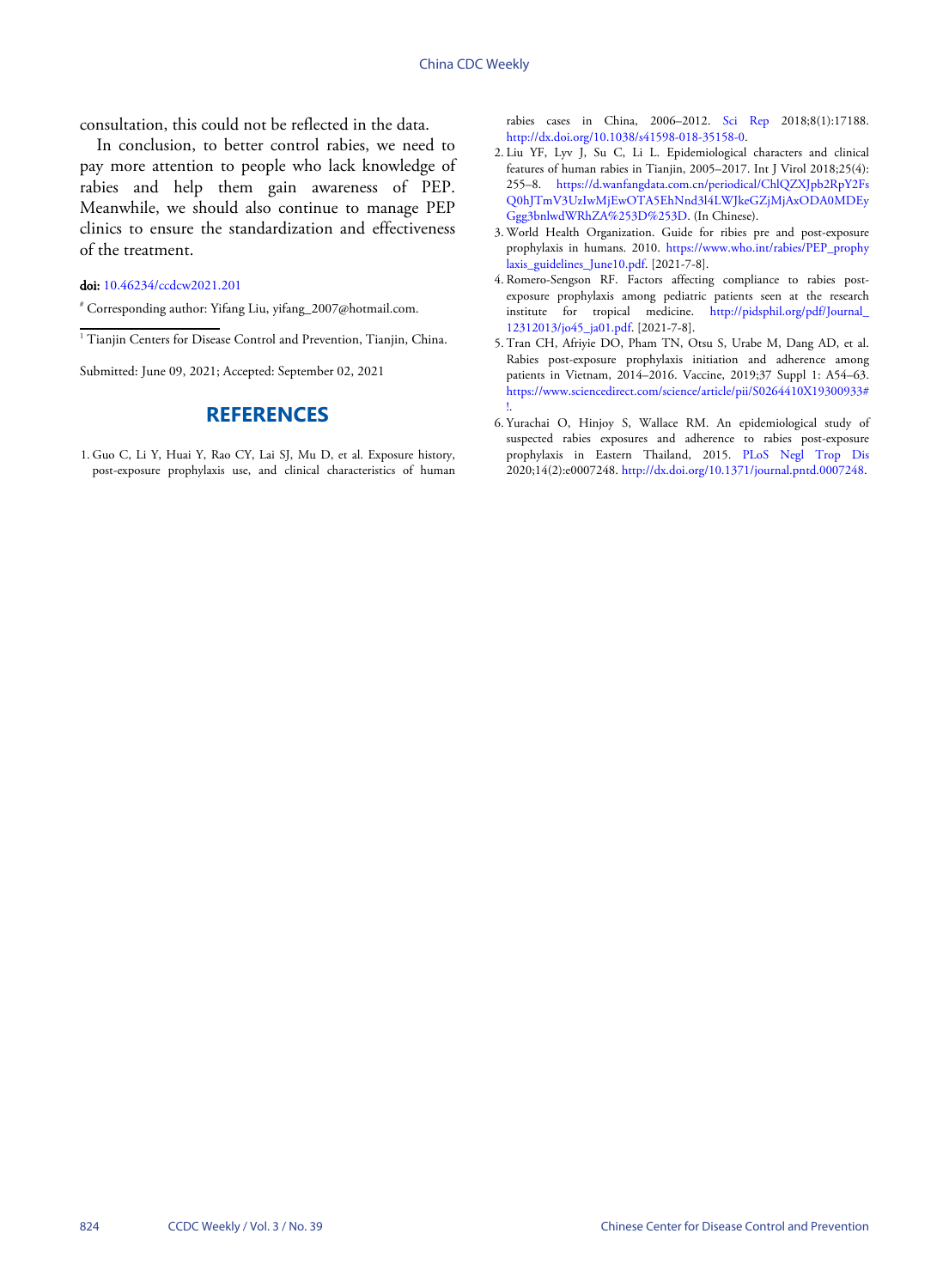consultation, this could not be reflected in the data.

In conclusion, to better control rabies, we need to pay more attention to people who lack knowledge of rabies and help them gain awareness of PEP. Meanwhile, we should also continue to manage PEP clinics to ensure the standardization and effectiveness of the treatment.

**doi:** 10.46234/ccdcw2021.201

[#] Corresponding author: Yifang Liu, yifang_2007@hotmail.com.

[1] Tianjin Centers for Disease Control and Prevention, Tianjin, China.

Submitted: June 09, 2021; Accepted: September 02, 2021

## REFERENCES

1. Guo C, Li Y, Huai Y, Rao CY, Lai SJ, Mu D, et al. Exposure history, post-exposure prophylaxis use, and clinical characteristics of human rabies cases in China, 2006–2012. Sci Rep 2018;8(1):17188. http://dx.doi.org/10.1038/s41598-018-35158-0.
2. Liu YF, Lyv J, Su C, Li L. Epidemiological characters and clinical features of human rabies in Tianjin, 2005–2017. Int J Virol 2018;25(4): 255–8. https://d.wanfangdata.com.cn/periodical/ChlQZXJpb2RpY2FsQ0hJTmV3UzIwMjEwOTA5EhNnd3l4LWJkeGZjMjAxODA0MDEyGgg3bnlwdWRhZA%253D%253D. (In Chinese).
3. World Health Organization. Guide for ribies pre and post-exposure prophylaxis in humans. 2010. https://www.who.int/rabies/PEP_prophylaxis_guidelines_June10.pdf. [2021-7-8].
4. Romero-Sengson RF. Factors affecting compliance to rabies post-exposure prophylaxis among pediatric patients seen at the research institute for tropical medicine. http://pidsphil.org/pdf/Journal_12312013/jo45_ja01.pdf. [2021-7-8].
5. Tran CH, Afriyie DO, Pham TN, Otsu S, Urabe M, Dang AD, et al. Rabies post-exposure prophylaxis initiation and adherence among patients in Vietnam, 2014–2016. Vaccine, 2019;37 Suppl 1: A54–63. https://www.sciencedirect.com/science/article/pii/S0264410X19300933#!.
6. Yurachai O, Hinjoy S, Wallace RM. An epidemiological study of suspected rabies exposures and adherence to rabies post-exposure prophylaxis in Eastern Thailand, 2015. PLoS Negl Trop Dis 2020;14(2):e0007248. http://dx.doi.org/10.1371/journal.pntd.0007248.